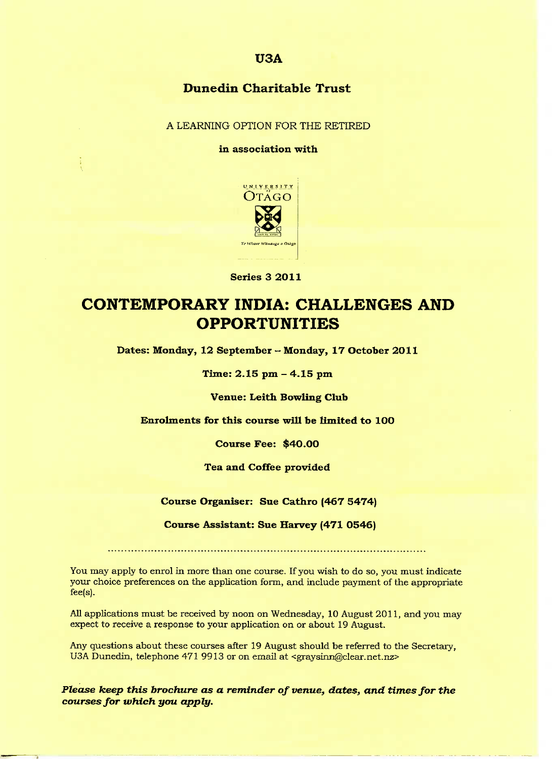**U3A**

**Dunedin Charitable Trust**

A LEARNING OPTION FOR THE RETIRED

**in association with**

UNIVERSITY of OTAGO

Te Whare Wānanga o Otāgo

**Series 3 2011**

# CONTEMPORARY INDIA: CHALLENGES AND OPPORTUNITIES

**Dates: Monday, 12 September – Monday, 17 October 2011**

**Time: 2.15 pm – 4.15 pm**

**Venue: Leith Bowling Club**

**Enrolments for this course will be limited to 100**

**Course Fee: $40.00**

**Tea and Coffee provided**

**Course Organiser: Sue Cathro (467 5474)**

**Course Assistant: Sue Harvey (471 0546)**

..............................................................................................

You may apply to enrol in more than one course. If you wish to do so, you must indicate your choice preferences on the application form, and include payment of the appropriate fee(s).

All applications must be received by noon on Wednesday, 10 August 2011, and you may expect to receive a response to your application on or about 19 August.

Any questions about these courses after 19 August should be referred to the Secretary, U3A Dunedin, telephone 471 9913 or on email at <graysinn@clear.net.nz>

***Please keep this brochure as a reminder of venue, dates, and times for the courses for which you apply.***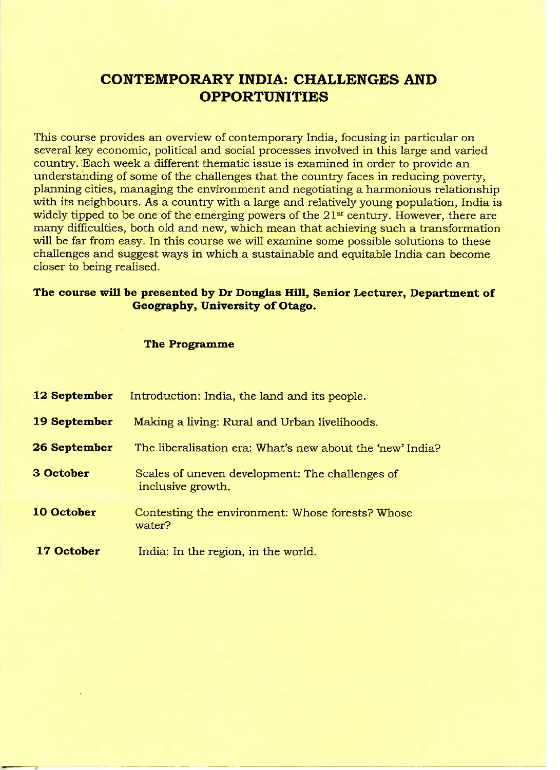# CONTEMPORARY INDIA: CHALLENGES AND OPPORTUNITIES

This course provides an overview of contemporary India, focusing in particular on several key economic, political and social processes involved in this large and varied country. Each week a different thematic issue is examined in order to provide an understanding of some of the challenges that the country faces in reducing poverty, planning cities, managing the environment and negotiating a harmonious relationship with its neighbours. As a country with a large and relatively young population, India is widely tipped to be one of the emerging powers of the 21st century. However, there are many difficulties, both old and new, which mean that achieving such a transformation will be far from easy. In this course we will examine some possible solutions to these challenges and suggest ways in which a sustainable and equitable India can become closer to being realised.

**The course will be presented by Dr Douglas Hill, Senior Lecturer, Department of Geography, University of Otago.**

**The Programme**

| | |
|---|---|
| **12 September** | Introduction: India, the land and its people. |
| **19 September** | Making a living: Rural and Urban livelihoods. |
| **26 September** | The liberalisation era: What's new about the 'new' India? |
| **3 October** | Scales of uneven development: The challenges of inclusive growth. |
| **10 October** | Contesting the environment: Whose forests? Whose water? |
| **17 October** | India: In the region, in the world. |